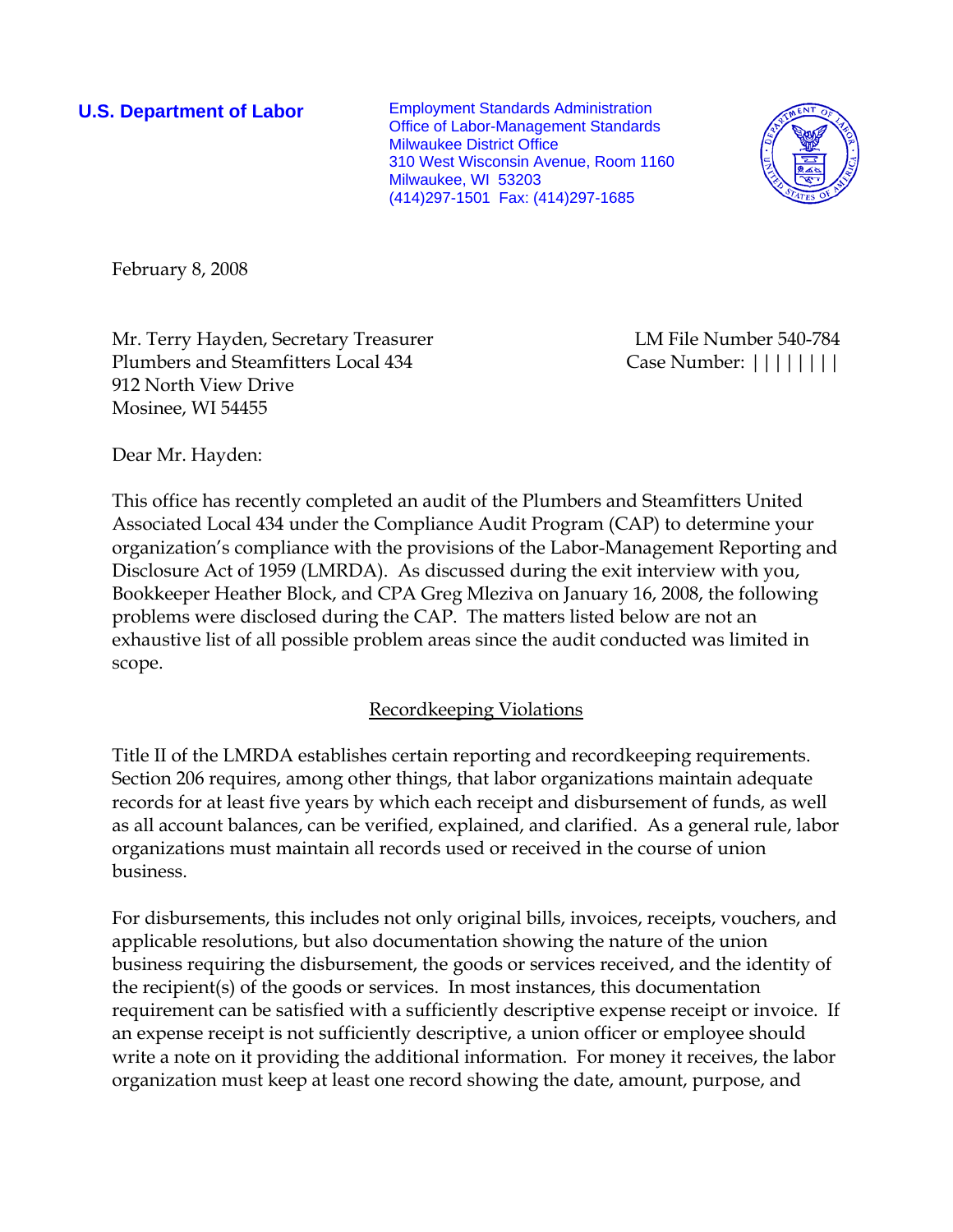**U.S. Department of Labor**

Employment Standards Administration
Office of Labor-Management Standards
Milwaukee District Office
310 West Wisconsin Avenue, Room 1160
Milwaukee, WI 53203
(414)297-1501 Fax: (414)297-1685

February 8, 2008

Mr. Terry Hayden, Secretary Treasurer
Plumbers and Steamfitters Local 434
912 North View Drive
Mosinee, WI 54455

LM File Number 540-784
Case Number: ||||||||

Dear Mr. Hayden:

This office has recently completed an audit of the Plumbers and Steamfitters United Associated Local 434 under the Compliance Audit Program (CAP) to determine your organization's compliance with the provisions of the Labor-Management Reporting and Disclosure Act of 1959 (LMRDA). As discussed during the exit interview with you, Bookkeeper Heather Block, and CPA Greg Mleziva on January 16, 2008, the following problems were disclosed during the CAP. The matters listed below are not an exhaustive list of all possible problem areas since the audit conducted was limited in scope.

## Recordkeeping Violations

Title II of the LMRDA establishes certain reporting and recordkeeping requirements. Section 206 requires, among other things, that labor organizations maintain adequate records for at least five years by which each receipt and disbursement of funds, as well as all account balances, can be verified, explained, and clarified. As a general rule, labor organizations must maintain all records used or received in the course of union business.

For disbursements, this includes not only original bills, invoices, receipts, vouchers, and applicable resolutions, but also documentation showing the nature of the union business requiring the disbursement, the goods or services received, and the identity of the recipient(s) of the goods or services. In most instances, this documentation requirement can be satisfied with a sufficiently descriptive expense receipt or invoice. If an expense receipt is not sufficiently descriptive, a union officer or employee should write a note on it providing the additional information. For money it receives, the labor organization must keep at least one record showing the date, amount, purpose, and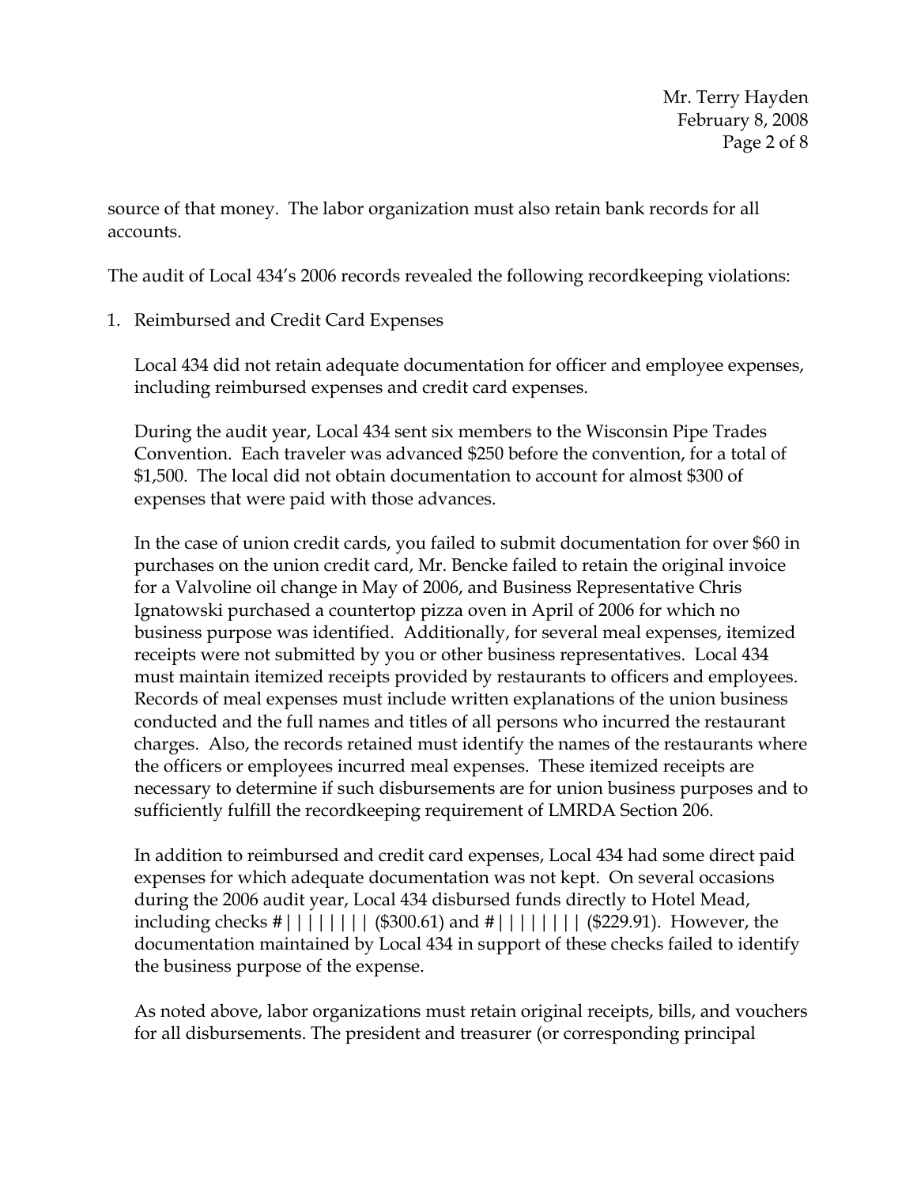source of that money. The labor organization must also retain bank records for all accounts.

The audit of Local 434's 2006 records revealed the following recordkeeping violations:

1. Reimbursed and Credit Card Expenses

   Local 434 did not retain adequate documentation for officer and employee expenses, including reimbursed expenses and credit card expenses.

   During the audit year, Local 434 sent six members to the Wisconsin Pipe Trades Convention. Each traveler was advanced $250 before the convention, for a total of $1,500. The local did not obtain documentation to account for almost $300 of expenses that were paid with those advances.

   In the case of union credit cards, you failed to submit documentation for over $60 in purchases on the union credit card, Mr. Bencke failed to retain the original invoice for a Valvoline oil change in May of 2006, and Business Representative Chris Ignatowski purchased a countertop pizza oven in April of 2006 for which no business purpose was identified. Additionally, for several meal expenses, itemized receipts were not submitted by you or other business representatives. Local 434 must maintain itemized receipts provided by restaurants to officers and employees. Records of meal expenses must include written explanations of the union business conducted and the full names and titles of all persons who incurred the restaurant charges. Also, the records retained must identify the names of the restaurants where the officers or employees incurred meal expenses. These itemized receipts are necessary to determine if such disbursements are for union business purposes and to sufficiently fulfill the recordkeeping requirement of LMRDA Section 206.

   In addition to reimbursed and credit card expenses, Local 434 had some direct paid expenses for which adequate documentation was not kept. On several occasions during the 2006 audit year, Local 434 disbursed funds directly to Hotel Mead, including checks #|||||||| ($300.61) and #|||||||| ($229.91). However, the documentation maintained by Local 434 in support of these checks failed to identify the business purpose of the expense.

   As noted above, labor organizations must retain original receipts, bills, and vouchers for all disbursements. The president and treasurer (or corresponding principal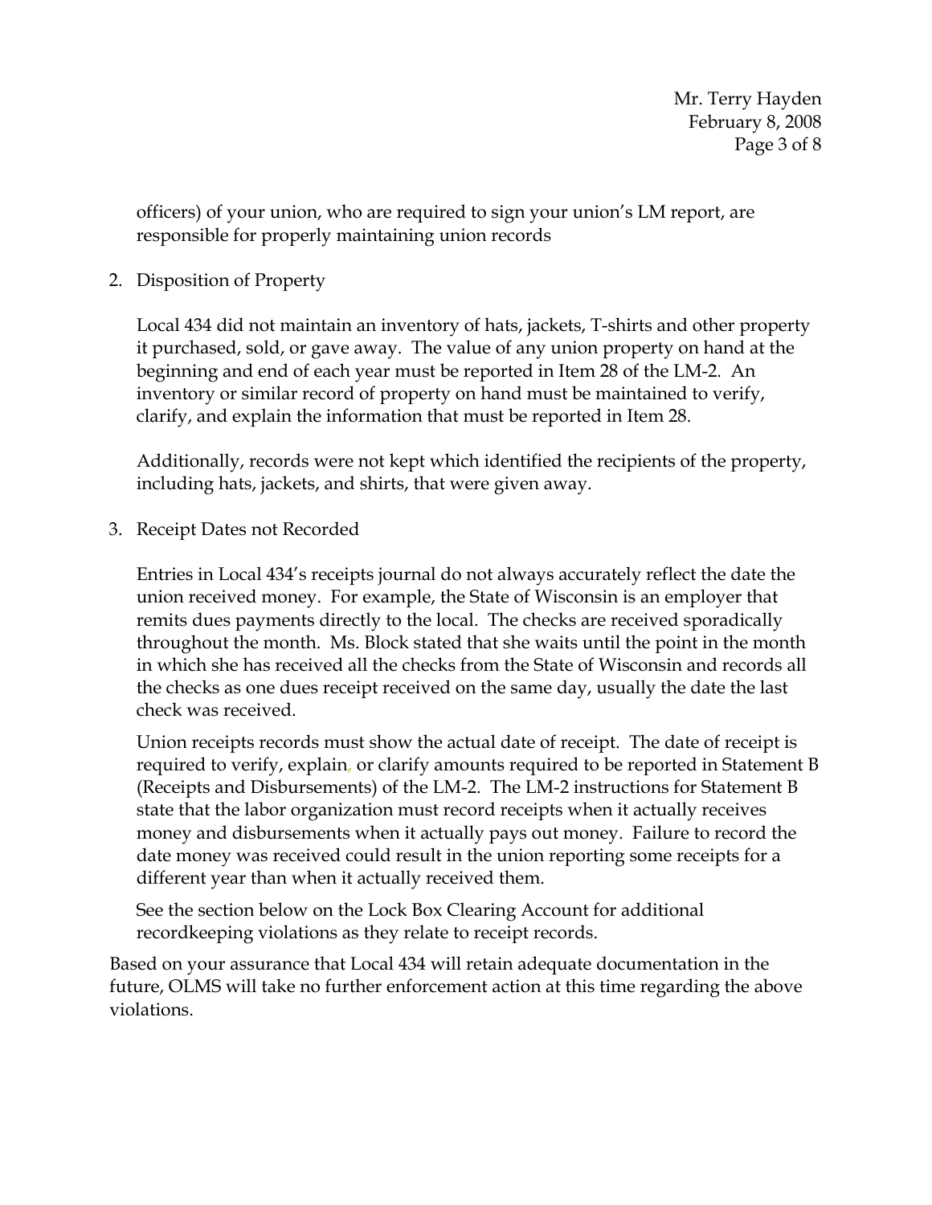officers) of your union, who are required to sign your union's LM report, are responsible for properly maintaining union records

2. Disposition of Property

   Local 434 did not maintain an inventory of hats, jackets, T-shirts and other property it purchased, sold, or gave away. The value of any union property on hand at the beginning and end of each year must be reported in Item 28 of the LM-2. An inventory or similar record of property on hand must be maintained to verify, clarify, and explain the information that must be reported in Item 28.

   Additionally, records were not kept which identified the recipients of the property, including hats, jackets, and shirts, that were given away.

3. Receipt Dates not Recorded

   Entries in Local 434's receipts journal do not always accurately reflect the date the union received money. For example, the State of Wisconsin is an employer that remits dues payments directly to the local. The checks are received sporadically throughout the month. Ms. Block stated that she waits until the point in the month in which she has received all the checks from the State of Wisconsin and records all the checks as one dues receipt received on the same day, usually the date the last check was received.

   Union receipts records must show the actual date of receipt. The date of receipt is required to verify, explain, or clarify amounts required to be reported in Statement B (Receipts and Disbursements) of the LM-2. The LM-2 instructions for Statement B state that the labor organization must record receipts when it actually receives money and disbursements when it actually pays out money. Failure to record the date money was received could result in the union reporting some receipts for a different year than when it actually received them.

   See the section below on the Lock Box Clearing Account for additional recordkeeping violations as they relate to receipt records.

Based on your assurance that Local 434 will retain adequate documentation in the future, OLMS will take no further enforcement action at this time regarding the above violations.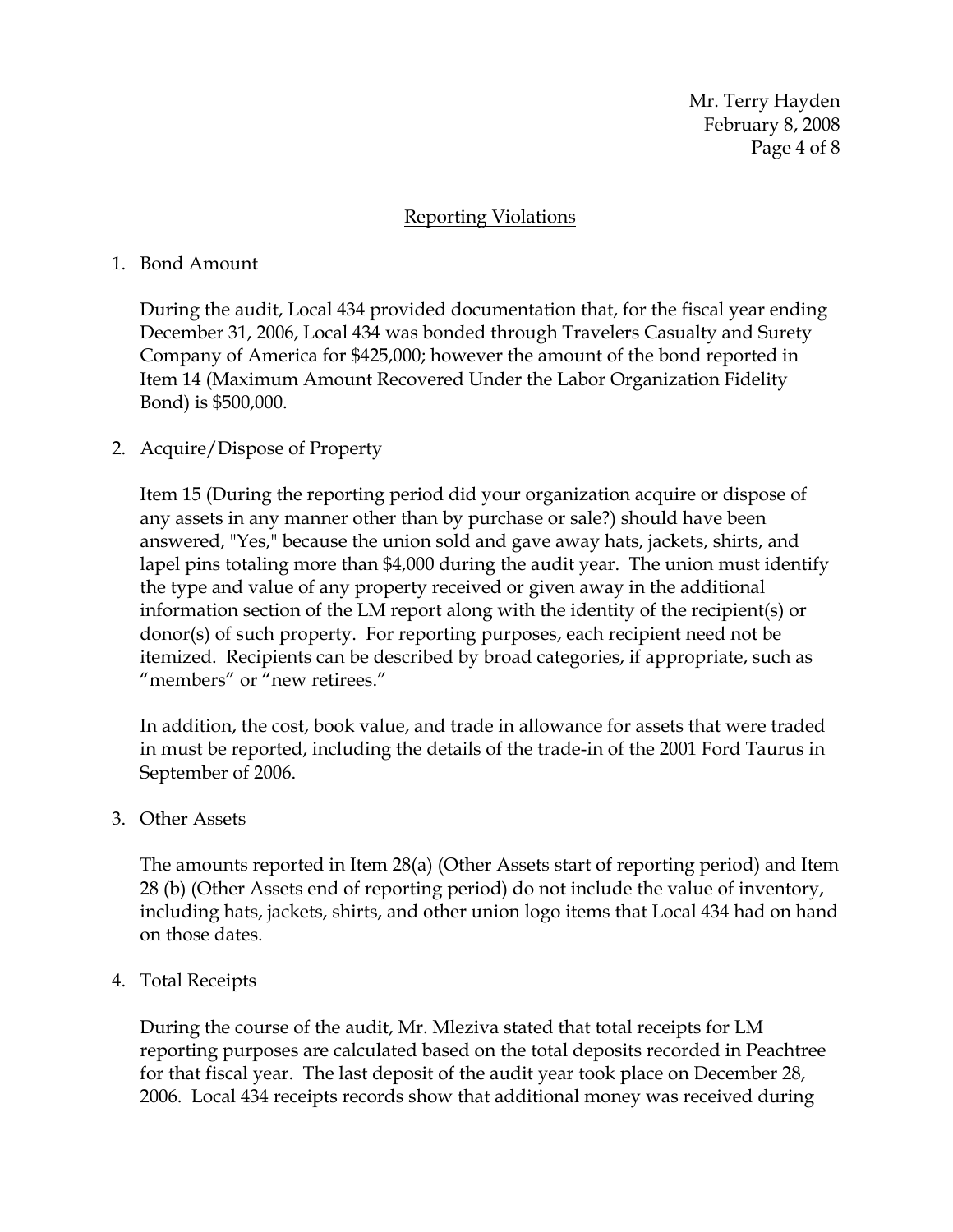## Reporting Violations

1. Bond Amount

   During the audit, Local 434 provided documentation that, for the fiscal year ending December 31, 2006, Local 434 was bonded through Travelers Casualty and Surety Company of America for $425,000; however the amount of the bond reported in Item 14 (Maximum Amount Recovered Under the Labor Organization Fidelity Bond) is $500,000.

2. Acquire/Dispose of Property

   Item 15 (During the reporting period did your organization acquire or dispose of any assets in any manner other than by purchase or sale?) should have been answered, "Yes," because the union sold and gave away hats, jackets, shirts, and lapel pins totaling more than $4,000 during the audit year. The union must identify the type and value of any property received or given away in the additional information section of the LM report along with the identity of the recipient(s) or donor(s) of such property. For reporting purposes, each recipient need not be itemized. Recipients can be described by broad categories, if appropriate, such as "members" or "new retirees."

   In addition, the cost, book value, and trade in allowance for assets that were traded in must be reported, including the details of the trade-in of the 2001 Ford Taurus in September of 2006.

3. Other Assets

   The amounts reported in Item 28(a) (Other Assets start of reporting period) and Item 28 (b) (Other Assets end of reporting period) do not include the value of inventory, including hats, jackets, shirts, and other union logo items that Local 434 had on hand on those dates.

4. Total Receipts

   During the course of the audit, Mr. Mleziva stated that total receipts for LM reporting purposes are calculated based on the total deposits recorded in Peachtree for that fiscal year. The last deposit of the audit year took place on December 28, 2006. Local 434 receipts records show that additional money was received during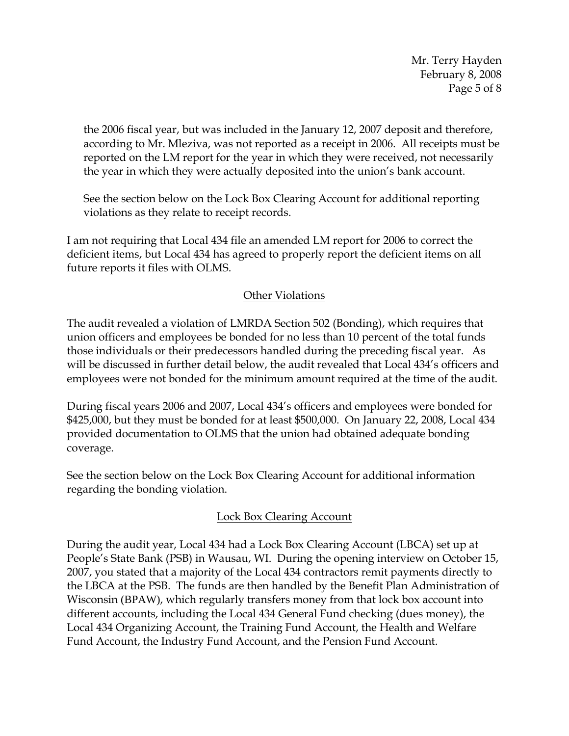the 2006 fiscal year, but was included in the January 12, 2007 deposit and therefore, according to Mr. Mleziva, was not reported as a receipt in 2006. All receipts must be reported on the LM report for the year in which they were received, not necessarily the year in which they were actually deposited into the union's bank account.

See the section below on the Lock Box Clearing Account for additional reporting violations as they relate to receipt records.

I am not requiring that Local 434 file an amended LM report for 2006 to correct the deficient items, but Local 434 has agreed to properly report the deficient items on all future reports it files with OLMS.

## Other Violations

The audit revealed a violation of LMRDA Section 502 (Bonding), which requires that union officers and employees be bonded for no less than 10 percent of the total funds those individuals or their predecessors handled during the preceding fiscal year. As will be discussed in further detail below, the audit revealed that Local 434's officers and employees were not bonded for the minimum amount required at the time of the audit.

During fiscal years 2006 and 2007, Local 434's officers and employees were bonded for \$425,000, but they must be bonded for at least \$500,000. On January 22, 2008, Local 434 provided documentation to OLMS that the union had obtained adequate bonding coverage.

See the section below on the Lock Box Clearing Account for additional information regarding the bonding violation.

## Lock Box Clearing Account

During the audit year, Local 434 had a Lock Box Clearing Account (LBCA) set up at People's State Bank (PSB) in Wausau, WI. During the opening interview on October 15, 2007, you stated that a majority of the Local 434 contractors remit payments directly to the LBCA at the PSB. The funds are then handled by the Benefit Plan Administration of Wisconsin (BPAW), which regularly transfers money from that lock box account into different accounts, including the Local 434 General Fund checking (dues money), the Local 434 Organizing Account, the Training Fund Account, the Health and Welfare Fund Account, the Industry Fund Account, and the Pension Fund Account.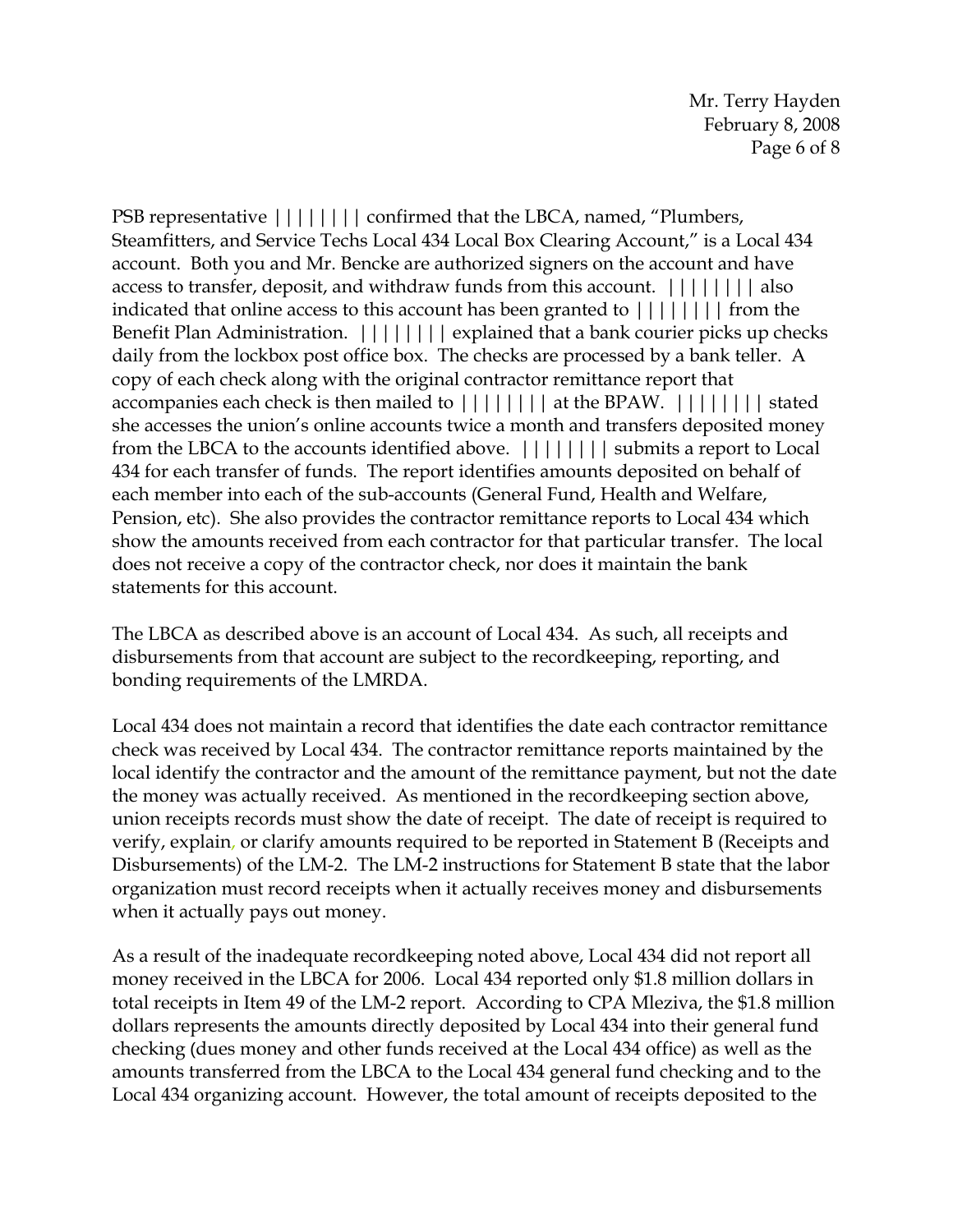PSB representative |||||||| confirmed that the LBCA, named, "Plumbers, Steamfitters, and Service Techs Local 434 Local Box Clearing Account," is a Local 434 account. Both you and Mr. Bencke are authorized signers on the account and have access to transfer, deposit, and withdraw funds from this account. |||||||| also indicated that online access to this account has been granted to |||||||| from the Benefit Plan Administration. |||||||| explained that a bank courier picks up checks daily from the lockbox post office box. The checks are processed by a bank teller. A copy of each check along with the original contractor remittance report that accompanies each check is then mailed to |||||||| at the BPAW. |||||||| stated she accesses the union's online accounts twice a month and transfers deposited money from the LBCA to the accounts identified above. |||||||| submits a report to Local 434 for each transfer of funds. The report identifies amounts deposited on behalf of each member into each of the sub-accounts (General Fund, Health and Welfare, Pension, etc). She also provides the contractor remittance reports to Local 434 which show the amounts received from each contractor for that particular transfer. The local does not receive a copy of the contractor check, nor does it maintain the bank statements for this account.

The LBCA as described above is an account of Local 434. As such, all receipts and disbursements from that account are subject to the recordkeeping, reporting, and bonding requirements of the LMRDA.

Local 434 does not maintain a record that identifies the date each contractor remittance check was received by Local 434. The contractor remittance reports maintained by the local identify the contractor and the amount of the remittance payment, but not the date the money was actually received. As mentioned in the recordkeeping section above, union receipts records must show the date of receipt. The date of receipt is required to verify, explain, or clarify amounts required to be reported in Statement B (Receipts and Disbursements) of the LM-2. The LM-2 instructions for Statement B state that the labor organization must record receipts when it actually receives money and disbursements when it actually pays out money.

As a result of the inadequate recordkeeping noted above, Local 434 did not report all money received in the LBCA for 2006. Local 434 reported only $1.8 million dollars in total receipts in Item 49 of the LM-2 report. According to CPA Mleziva, the $1.8 million dollars represents the amounts directly deposited by Local 434 into their general fund checking (dues money and other funds received at the Local 434 office) as well as the amounts transferred from the LBCA to the Local 434 general fund checking and to the Local 434 organizing account. However, the total amount of receipts deposited to the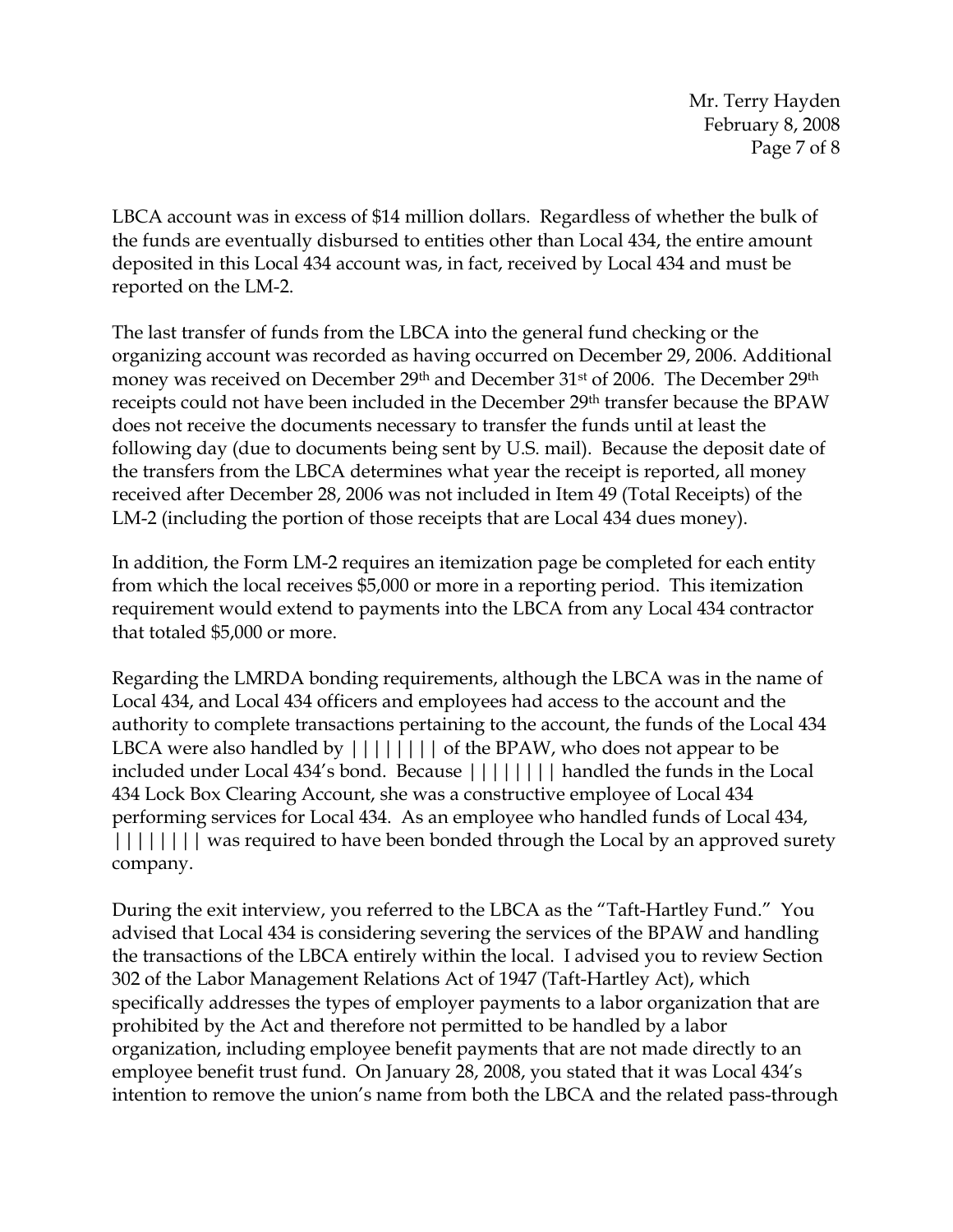LBCA account was in excess of $14 million dollars. Regardless of whether the bulk of the funds are eventually disbursed to entities other than Local 434, the entire amount deposited in this Local 434 account was, in fact, received by Local 434 and must be reported on the LM-2.

The last transfer of funds from the LBCA into the general fund checking or the organizing account was recorded as having occurred on December 29, 2006. Additional money was received on December 29th and December 31st of 2006. The December 29th receipts could not have been included in the December 29th transfer because the BPAW does not receive the documents necessary to transfer the funds until at least the following day (due to documents being sent by U.S. mail). Because the deposit date of the transfers from the LBCA determines what year the receipt is reported, all money received after December 28, 2006 was not included in Item 49 (Total Receipts) of the LM-2 (including the portion of those receipts that are Local 434 dues money).

In addition, the Form LM-2 requires an itemization page be completed for each entity from which the local receives $5,000 or more in a reporting period. This itemization requirement would extend to payments into the LBCA from any Local 434 contractor that totaled $5,000 or more.

Regarding the LMRDA bonding requirements, although the LBCA was in the name of Local 434, and Local 434 officers and employees had access to the account and the authority to complete transactions pertaining to the account, the funds of the Local 434 LBCA were also handled by |||||||| of the BPAW, who does not appear to be included under Local 434's bond. Because |||||||| handled the funds in the Local 434 Lock Box Clearing Account, she was a constructive employee of Local 434 performing services for Local 434. As an employee who handled funds of Local 434, |||||||| was required to have been bonded through the Local by an approved surety company.

During the exit interview, you referred to the LBCA as the "Taft-Hartley Fund." You advised that Local 434 is considering severing the services of the BPAW and handling the transactions of the LBCA entirely within the local. I advised you to review Section 302 of the Labor Management Relations Act of 1947 (Taft-Hartley Act), which specifically addresses the types of employer payments to a labor organization that are prohibited by the Act and therefore not permitted to be handled by a labor organization, including employee benefit payments that are not made directly to an employee benefit trust fund. On January 28, 2008, you stated that it was Local 434's intention to remove the union's name from both the LBCA and the related pass-through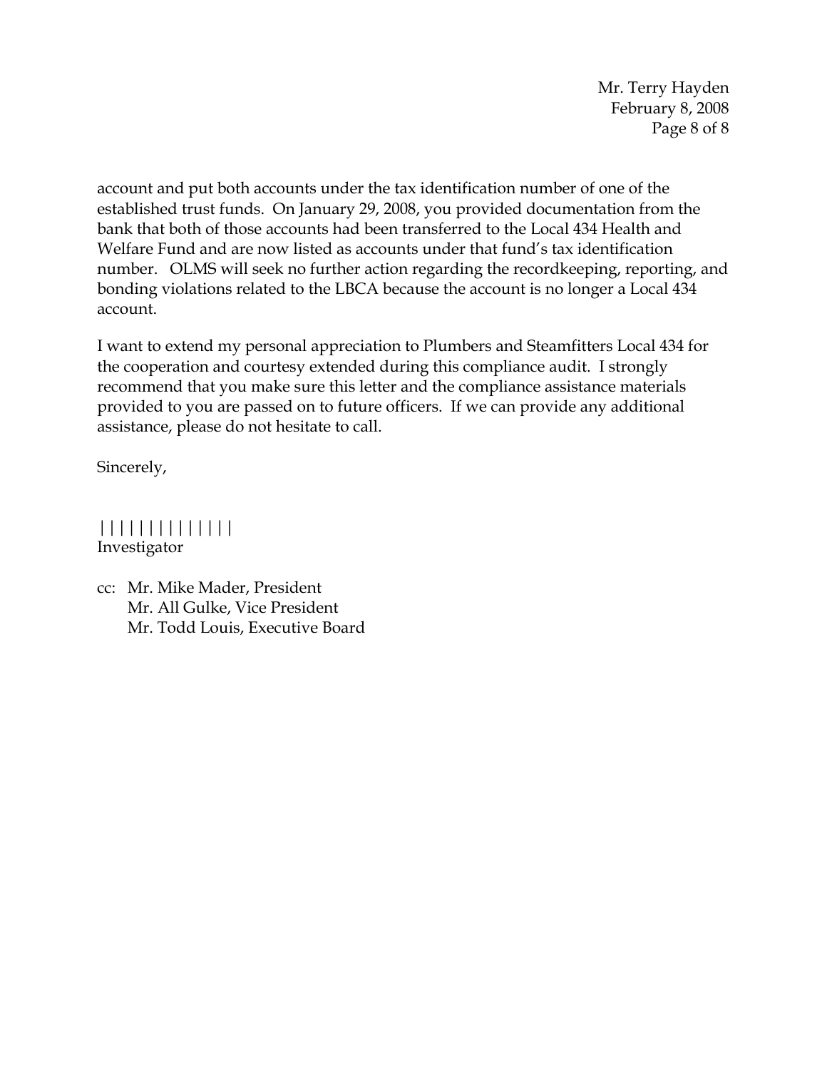account and put both accounts under the tax identification number of one of the established trust funds. On January 29, 2008, you provided documentation from the bank that both of those accounts had been transferred to the Local 434 Health and Welfare Fund and are now listed as accounts under that fund's tax identification number. OLMS will seek no further action regarding the recordkeeping, reporting, and bonding violations related to the LBCA because the account is no longer a Local 434 account.

I want to extend my personal appreciation to Plumbers and Steamfitters Local 434 for the cooperation and courtesy extended during this compliance audit. I strongly recommend that you make sure this letter and the compliance assistance materials provided to you are passed on to future officers. If we can provide any additional assistance, please do not hesitate to call.

Sincerely,

| | | | | | | | | | | | | |
Investigator

cc: Mr. Mike Mader, President
    Mr. All Gulke, Vice President
    Mr. Todd Louis, Executive Board